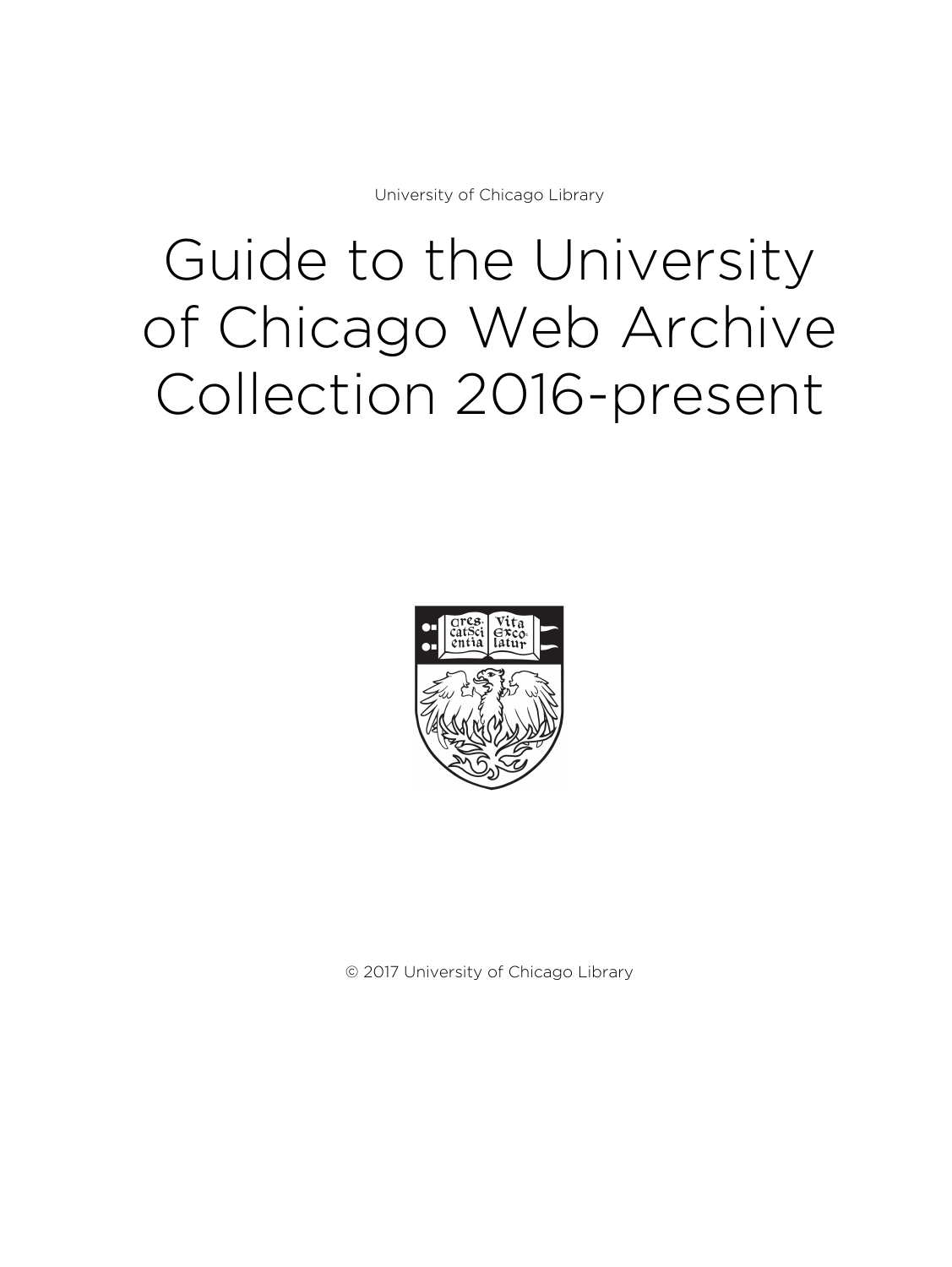University of Chicago Library

# Guide to the University of Chicago Web Archive Collection 2016-present

© 2017 University of Chicago Library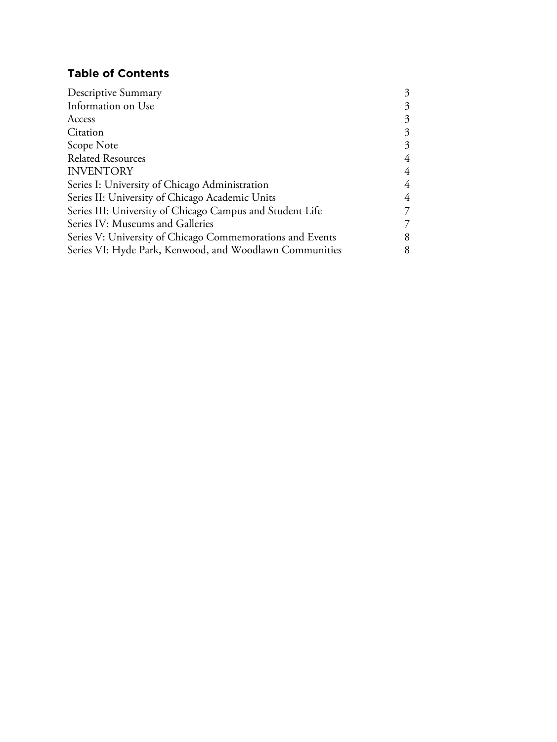## Table of Contents

| | |
|---|---|
| Descriptive Summary | 3 |
| Information on Use | 3 |
| Access | 3 |
| Citation | 3 |
| Scope Note | 3 |
| Related Resources | 4 |
| INVENTORY | 4 |
| Series I: University of Chicago Administration | 4 |
| Series II: University of Chicago Academic Units | 4 |
| Series III: University of Chicago Campus and Student Life | 7 |
| Series IV: Museums and Galleries | 7 |
| Series V: University of Chicago Commemorations and Events | 8 |
| Series VI: Hyde Park, Kenwood, and Woodlawn Communities | 8 |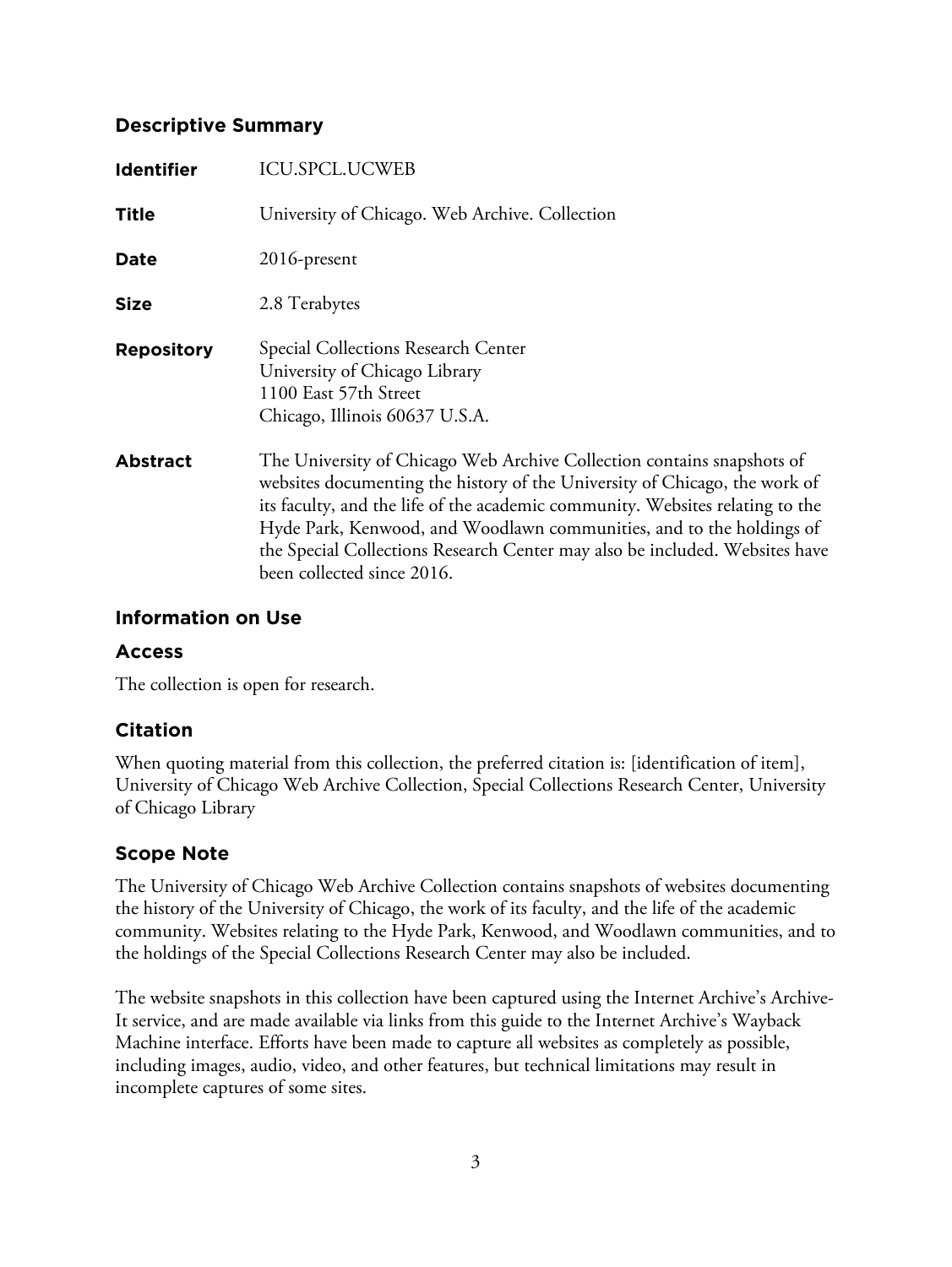## Descriptive Summary

| | |
|---|---|
| **Identifier** | ICU.SPCL.UCWEB |
| **Title** | University of Chicago. Web Archive. Collection |
| **Date** | 2016-present |
| **Size** | 2.8 Terabytes |
| **Repository** | Special Collections Research Center<br>University of Chicago Library<br>1100 East 57th Street<br>Chicago, Illinois 60637 U.S.A. |
| **Abstract** | The University of Chicago Web Archive Collection contains snapshots of websites documenting the history of the University of Chicago, the work of its faculty, and the life of the academic community. Websites relating to the Hyde Park, Kenwood, and Woodlawn communities, and to the holdings of the Special Collections Research Center may also be included. Websites have been collected since 2016. |

## Information on Use

### Access

The collection is open for research.

### Citation

When quoting material from this collection, the preferred citation is: [identification of item], University of Chicago Web Archive Collection, Special Collections Research Center, University of Chicago Library

### Scope Note

The University of Chicago Web Archive Collection contains snapshots of websites documenting the history of the University of Chicago, the work of its faculty, and the life of the academic community. Websites relating to the Hyde Park, Kenwood, and Woodlawn communities, and to the holdings of the Special Collections Research Center may also be included.

The website snapshots in this collection have been captured using the Internet Archive's Archive-It service, and are made available via links from this guide to the Internet Archive's Wayback Machine interface. Efforts have been made to capture all websites as completely as possible, including images, audio, video, and other features, but technical limitations may result in incomplete captures of some sites.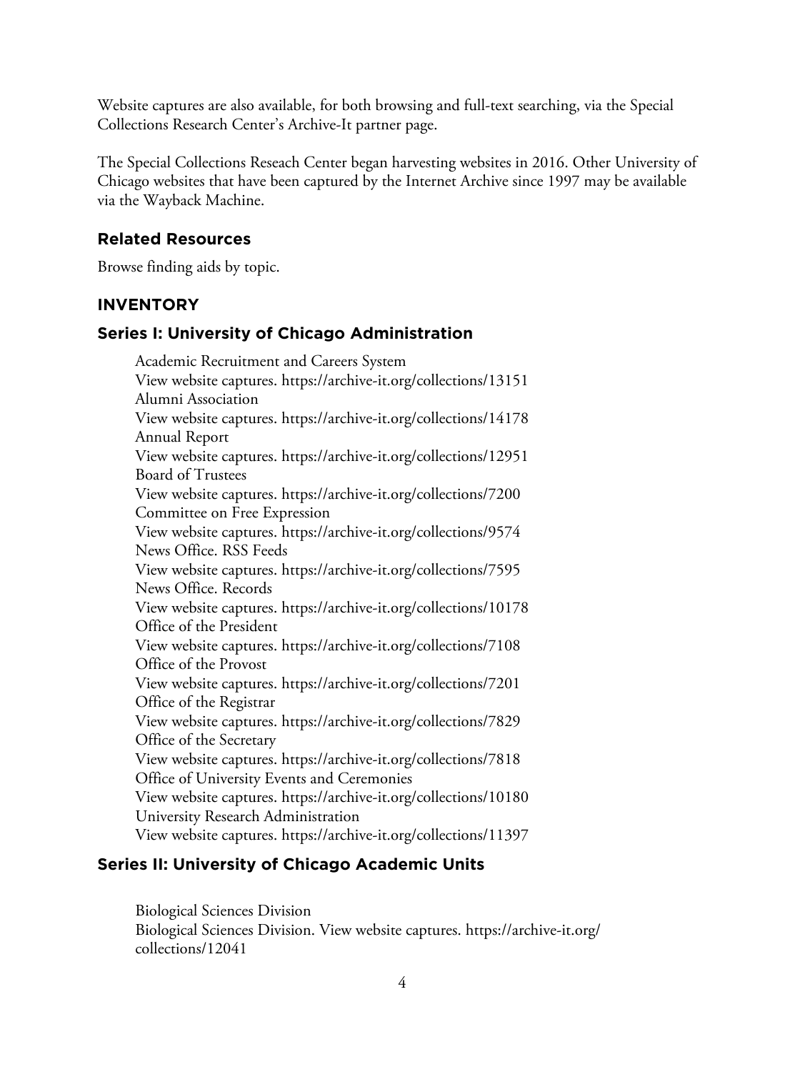Website captures are also available, for both browsing and full-text searching, via the Special Collections Research Center's Archive-It partner page.

The Special Collections Reseach Center began harvesting websites in 2016. Other University of Chicago websites that have been captured by the Internet Archive since 1997 may be available via the Wayback Machine.

### Related Resources

Browse finding aids by topic.

## INVENTORY

### Series I: University of Chicago Administration

Academic Recruitment and Careers System
View website captures. https://archive-it.org/collections/13151
Alumni Association
View website captures. https://archive-it.org/collections/14178
Annual Report
View website captures. https://archive-it.org/collections/12951
Board of Trustees
View website captures. https://archive-it.org/collections/7200
Committee on Free Expression
View website captures. https://archive-it.org/collections/9574
News Office. RSS Feeds
View website captures. https://archive-it.org/collections/7595
News Office. Records
View website captures. https://archive-it.org/collections/10178
Office of the President
View website captures. https://archive-it.org/collections/7108
Office of the Provost
View website captures. https://archive-it.org/collections/7201
Office of the Registrar
View website captures. https://archive-it.org/collections/7829
Office of the Secretary
View website captures. https://archive-it.org/collections/7818
Office of University Events and Ceremonies
View website captures. https://archive-it.org/collections/10180
University Research Administration
View website captures. https://archive-it.org/collections/11397

### Series II: University of Chicago Academic Units

Biological Sciences Division
Biological Sciences Division. View website captures. https://archive-it.org/collections/12041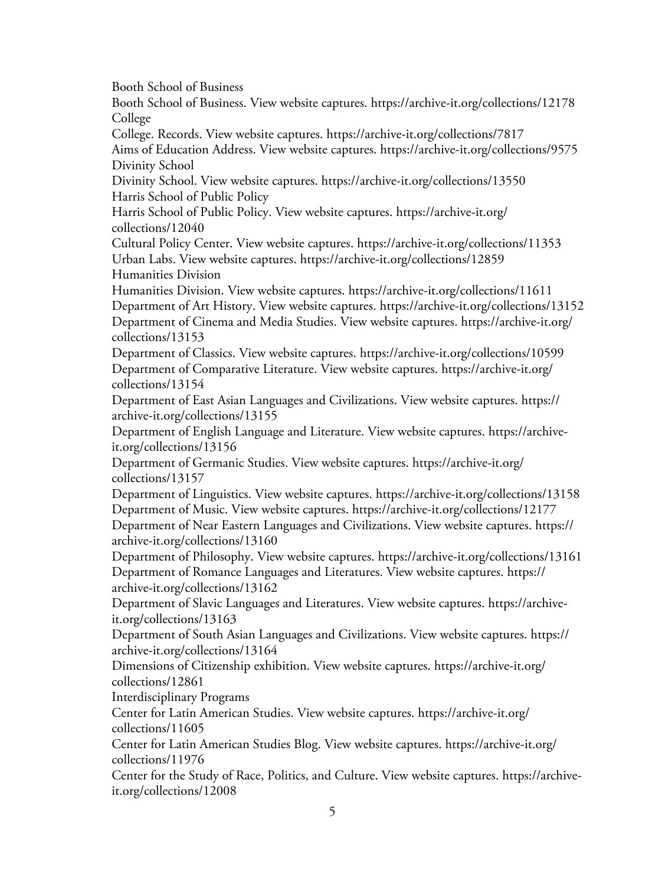Booth School of Business

Booth School of Business. View website captures. https://archive-it.org/collections/12178

College

College. Records. View website captures. https://archive-it.org/collections/7817

Aims of Education Address. View website captures. https://archive-it.org/collections/9575

Divinity School

Divinity School. View website captures. https://archive-it.org/collections/13550

Harris School of Public Policy

Harris School of Public Policy. View website captures. https://archive-it.org/collections/12040

Cultural Policy Center. View website captures. https://archive-it.org/collections/11353

Urban Labs. View website captures. https://archive-it.org/collections/12859

Humanities Division

Humanities Division. View website captures. https://archive-it.org/collections/11611

Department of Art History. View website captures. https://archive-it.org/collections/13152

Department of Cinema and Media Studies. View website captures. https://archive-it.org/collections/13153

Department of Classics. View website captures. https://archive-it.org/collections/10599

Department of Comparative Literature. View website captures. https://archive-it.org/collections/13154

Department of East Asian Languages and Civilizations. View website captures. https://archive-it.org/collections/13155

Department of English Language and Literature. View website captures. https://archive-it.org/collections/13156

Department of Germanic Studies. View website captures. https://archive-it.org/collections/13157

Department of Linguistics. View website captures. https://archive-it.org/collections/13158

Department of Music. View website captures. https://archive-it.org/collections/12177

Department of Near Eastern Languages and Civilizations. View website captures. https://archive-it.org/collections/13160

Department of Philosophy. View website captures. https://archive-it.org/collections/13161

Department of Romance Languages and Literatures. View website captures. https://archive-it.org/collections/13162

Department of Slavic Languages and Literatures. View website captures. https://archive-it.org/collections/13163

Department of South Asian Languages and Civilizations. View website captures. https://archive-it.org/collections/13164

Dimensions of Citizenship exhibition. View website captures. https://archive-it.org/collections/12861

Interdisciplinary Programs

Center for Latin American Studies. View website captures. https://archive-it.org/collections/11605

Center for Latin American Studies Blog. View website captures. https://archive-it.org/collections/11976

Center for the Study of Race, Politics, and Culture. View website captures. https://archive-it.org/collections/12008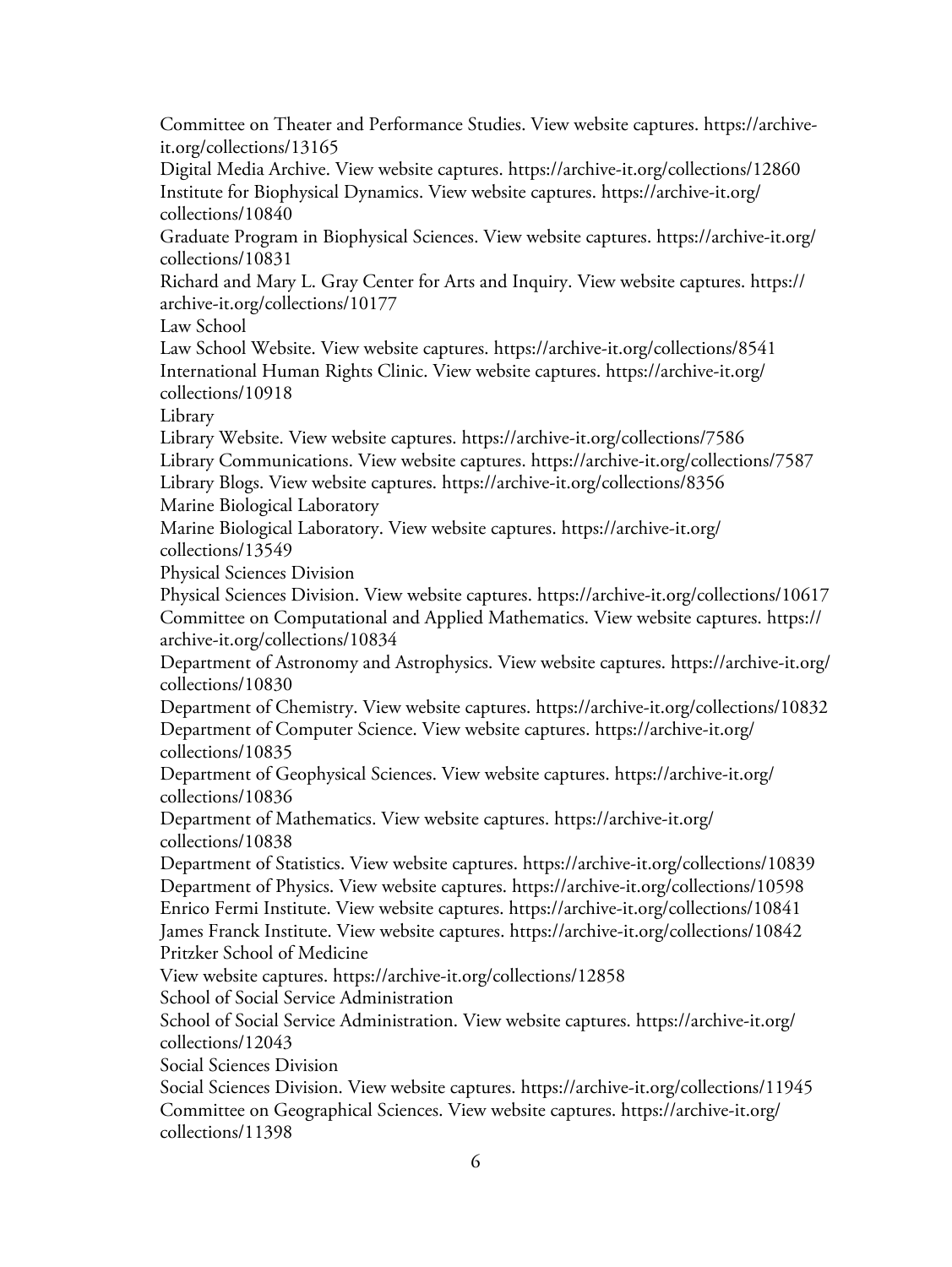Committee on Theater and Performance Studies. View website captures. https://archive-it.org/collections/13165

Digital Media Archive. View website captures. https://archive-it.org/collections/12860

Institute for Biophysical Dynamics. View website captures. https://archive-it.org/collections/10840

Graduate Program in Biophysical Sciences. View website captures. https://archive-it.org/collections/10831

Richard and Mary L. Gray Center for Arts and Inquiry. View website captures. https://archive-it.org/collections/10177

Law School

Law School Website. View website captures. https://archive-it.org/collections/8541

International Human Rights Clinic. View website captures. https://archive-it.org/collections/10918

Library

Library Website. View website captures. https://archive-it.org/collections/7586

Library Communications. View website captures. https://archive-it.org/collections/7587

Library Blogs. View website captures. https://archive-it.org/collections/8356

Marine Biological Laboratory

Marine Biological Laboratory. View website captures. https://archive-it.org/collections/13549

Physical Sciences Division

Physical Sciences Division. View website captures. https://archive-it.org/collections/10617

Committee on Computational and Applied Mathematics. View website captures. https://archive-it.org/collections/10834

Department of Astronomy and Astrophysics. View website captures. https://archive-it.org/collections/10830

Department of Chemistry. View website captures. https://archive-it.org/collections/10832

Department of Computer Science. View website captures. https://archive-it.org/collections/10835

Department of Geophysical Sciences. View website captures. https://archive-it.org/collections/10836

Department of Mathematics. View website captures. https://archive-it.org/collections/10838

Department of Statistics. View website captures. https://archive-it.org/collections/10839

Department of Physics. View website captures. https://archive-it.org/collections/10598

Enrico Fermi Institute. View website captures. https://archive-it.org/collections/10841

James Franck Institute. View website captures. https://archive-it.org/collections/10842

Pritzker School of Medicine

View website captures. https://archive-it.org/collections/12858

School of Social Service Administration

School of Social Service Administration. View website captures. https://archive-it.org/collections/12043

Social Sciences Division

Social Sciences Division. View website captures. https://archive-it.org/collections/11945

Committee on Geographical Sciences. View website captures. https://archive-it.org/collections/11398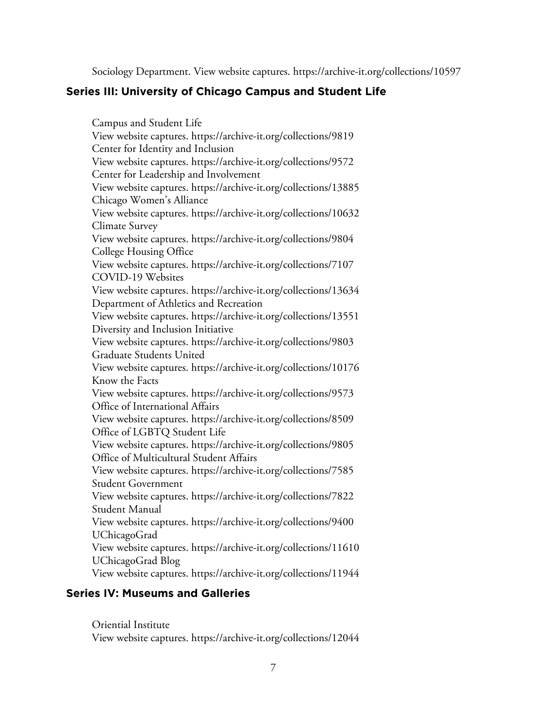Sociology Department. View website captures. https://archive-it.org/collections/10597

## Series III: University of Chicago Campus and Student Life

Campus and Student Life
View website captures. https://archive-it.org/collections/9819
Center for Identity and Inclusion
View website captures. https://archive-it.org/collections/9572
Center for Leadership and Involvement
View website captures. https://archive-it.org/collections/13885
Chicago Women's Alliance
View website captures. https://archive-it.org/collections/10632
Climate Survey
View website captures. https://archive-it.org/collections/9804
College Housing Office
View website captures. https://archive-it.org/collections/7107
COVID-19 Websites
View website captures. https://archive-it.org/collections/13634
Department of Athletics and Recreation
View website captures. https://archive-it.org/collections/13551
Diversity and Inclusion Initiative
View website captures. https://archive-it.org/collections/9803
Graduate Students United
View website captures. https://archive-it.org/collections/10176
Know the Facts
View website captures. https://archive-it.org/collections/9573
Office of International Affairs
View website captures. https://archive-it.org/collections/8509
Office of LGBTQ Student Life
View website captures. https://archive-it.org/collections/9805
Office of Multicultural Student Affairs
View website captures. https://archive-it.org/collections/7585
Student Government
View website captures. https://archive-it.org/collections/7822
Student Manual
View website captures. https://archive-it.org/collections/9400
UChicagoGrad
View website captures. https://archive-it.org/collections/11610
UChicagoGrad Blog
View website captures. https://archive-it.org/collections/11944

## Series IV: Museums and Galleries

Oriential Institute
View website captures. https://archive-it.org/collections/12044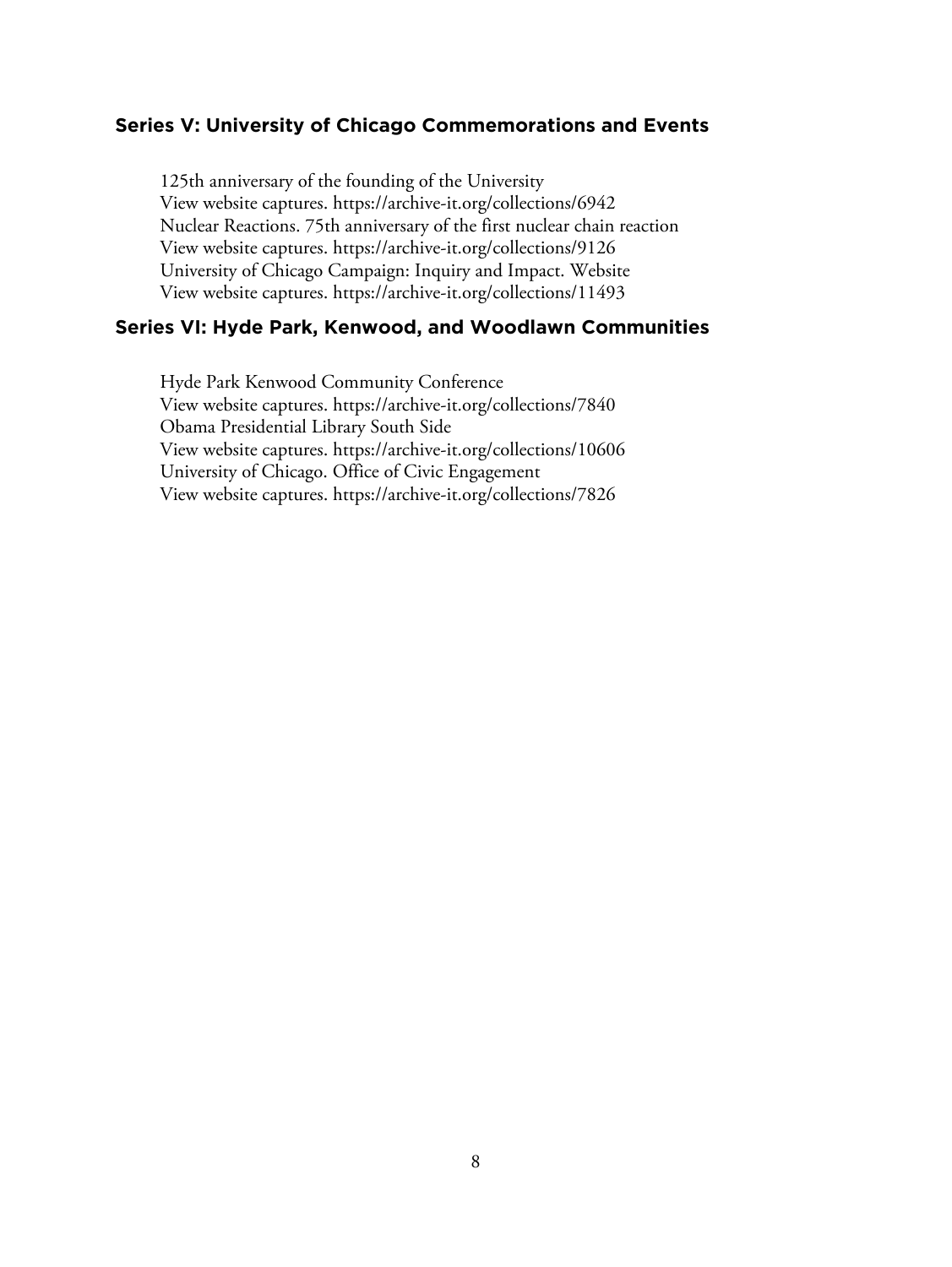## Series V: University of Chicago Commemorations and Events

125th anniversary of the founding of the University
View website captures. https://archive-it.org/collections/6942
Nuclear Reactions. 75th anniversary of the first nuclear chain reaction
View website captures. https://archive-it.org/collections/9126
University of Chicago Campaign: Inquiry and Impact. Website
View website captures. https://archive-it.org/collections/11493

## Series VI: Hyde Park, Kenwood, and Woodlawn Communities

Hyde Park Kenwood Community Conference
View website captures. https://archive-it.org/collections/7840
Obama Presidential Library South Side
View website captures. https://archive-it.org/collections/10606
University of Chicago. Office of Civic Engagement
View website captures. https://archive-it.org/collections/7826